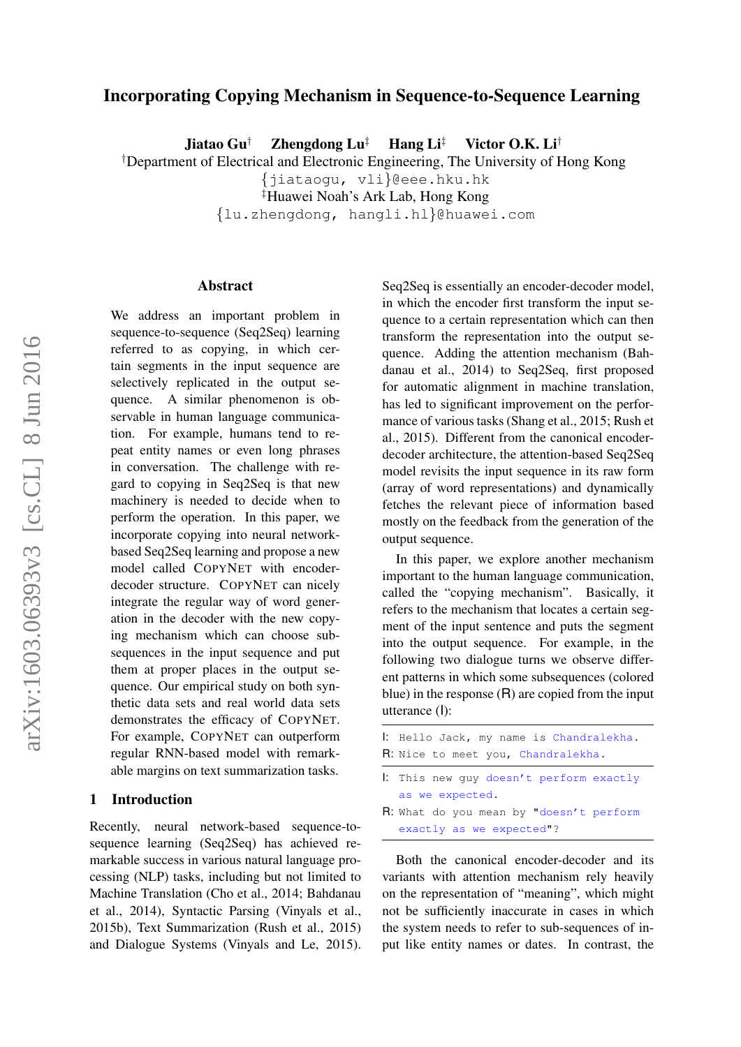# Incorporating Copying Mechanism in Sequence-to-Sequence Learning

**Jiatao Gu**[†] **Zhengdong Lu**[‡] **Hang Li**[‡] **Victor O.K. Li**[†]

[†]Department of Electrical and Electronic Engineering, The University of Hong Kong
{jiataogu, vli}@eee.hku.hk
[‡]Huawei Noah's Ark Lab, Hong Kong
{lu.zhengdong, hangli.hl}@huawei.com

## Abstract

We address an important problem in sequence-to-sequence (Seq2Seq) learning referred to as copying, in which certain segments in the input sequence are selectively replicated in the output sequence. A similar phenomenon is observable in human language communication. For example, humans tend to repeat entity names or even long phrases in conversation. The challenge with regard to copying in Seq2Seq is that new machinery is needed to decide when to perform the operation. In this paper, we incorporate copying into neural network-based Seq2Seq learning and propose a new model called COPYNET with encoder-decoder structure. COPYNET can nicely integrate the regular way of word generation in the decoder with the new copying mechanism which can choose sub-sequences in the input sequence and put them at proper places in the output sequence. Our empirical study on both synthetic data sets and real world data sets demonstrates the efficacy of COPYNET. For example, COPYNET can outperform regular RNN-based model with remarkable margins on text summarization tasks.

## 1 Introduction

Recently, neural network-based sequence-to-sequence learning (Seq2Seq) has achieved remarkable success in various natural language processing (NLP) tasks, including but not limited to Machine Translation (Cho et al., 2014; Bahdanau et al., 2014), Syntactic Parsing (Vinyals et al., 2015b), Text Summarization (Rush et al., 2015) and Dialogue Systems (Vinyals and Le, 2015). Seq2Seq is essentially an encoder-decoder model, in which the encoder first transform the input sequence to a certain representation which can then transform the representation into the output sequence. Adding the attention mechanism (Bahdanau et al., 2014) to Seq2Seq, first proposed for automatic alignment in machine translation, has led to significant improvement on the performance of various tasks (Shang et al., 2015; Rush et al., 2015). Different from the canonical encoder-decoder architecture, the attention-based Seq2Seq model revisits the input sequence in its raw form (array of word representations) and dynamically fetches the relevant piece of information based mostly on the feedback from the generation of the output sequence.

In this paper, we explore another mechanism important to the human language communication, called the "copying mechanism". Basically, it refers to the mechanism that locates a certain segment of the input sentence and puts the segment into the output sequence. For example, in the following two dialogue turns we observe different patterns in which some subsequences (colored blue) in the response (R) are copied from the input utterance (I):

```
I: Hello Jack, my name is Chandralekha.
R: Nice to meet you, Chandralekha.
```

```
I: This new guy doesn't perform exactly
   as we expected.
R: What do you mean by "doesn't perform
   exactly as we expected"?
```

Both the canonical encoder-decoder and its variants with attention mechanism rely heavily on the representation of "meaning", which might not be sufficiently inaccurate in cases in which the system needs to refer to sub-sequences of input like entity names or dates. In contrast, the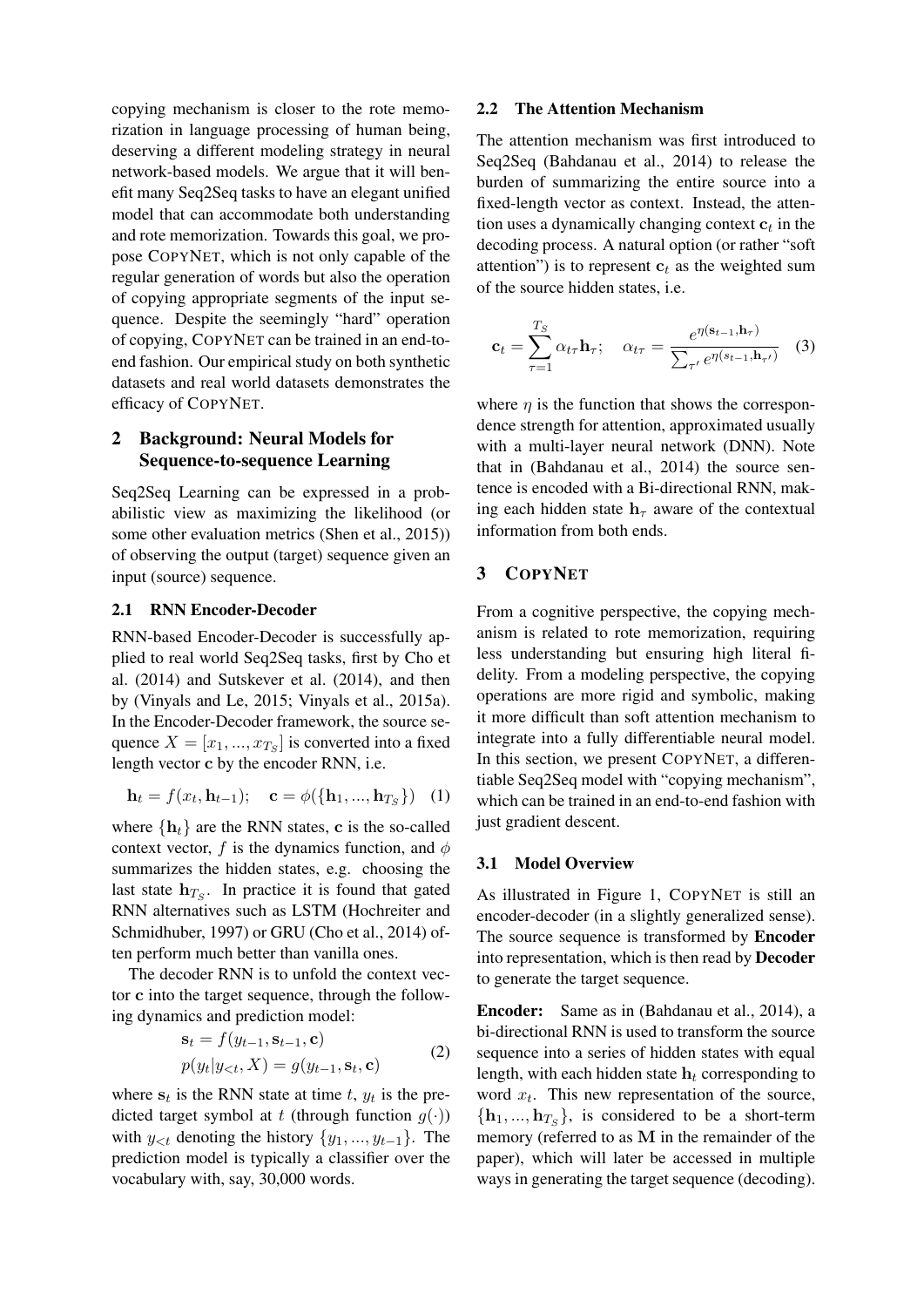copying mechanism is closer to the rote memorization in language processing of human being, deserving a different modeling strategy in neural network-based models. We argue that it will benefit many Seq2Seq tasks to have an elegant unified model that can accommodate both understanding and rote memorization. Towards this goal, we propose COPYNET, which is not only capable of the regular generation of words but also the operation of copying appropriate segments of the input sequence. Despite the seemingly "hard" operation of copying, COPYNET can be trained in an end-to-end fashion. Our empirical study on both synthetic datasets and real world datasets demonstrates the efficacy of COPYNET.

## 2 Background: Neural Models for Sequence-to-sequence Learning

Seq2Seq Learning can be expressed in a probabilistic view as maximizing the likelihood (or some other evaluation metrics (Shen et al., 2015)) of observing the output (target) sequence given an input (source) sequence.

### 2.1 RNN Encoder-Decoder

RNN-based Encoder-Decoder is successfully applied to real world Seq2Seq tasks, first by Cho et al. (2014) and Sutskever et al. (2014), and then by (Vinyals and Le, 2015; Vinyals et al., 2015a). In the Encoder-Decoder framework, the source sequence $X = [x_1, ..., x_{T_S}]$ is converted into a fixed length vector $\mathbf{c}$ by the encoder RNN, i.e.

$$\mathbf{h}_t = f(x_t, \mathbf{h}_{t-1}); \quad \mathbf{c} = \phi(\{\mathbf{h}_1, ..., \mathbf{h}_{T_S}\}) \quad (1)$$

where $\{\mathbf{h}_t\}$ are the RNN states, $\mathbf{c}$ is the so-called context vector, $f$ is the dynamics function, and $\phi$ summarizes the hidden states, e.g. choosing the last state $\mathbf{h}_{T_S}$. In practice it is found that gated RNN alternatives such as LSTM (Hochreiter and Schmidhuber, 1997) or GRU (Cho et al., 2014) often perform much better than vanilla ones.

The decoder RNN is to unfold the context vector $\mathbf{c}$ into the target sequence, through the following dynamics and prediction model:

$$\begin{aligned} \mathbf{s}_t &= f(y_{t-1}, \mathbf{s}_{t-1}, \mathbf{c}) \\ p(y_t | y_{<t}, X) &= g(y_{t-1}, \mathbf{s}_t, \mathbf{c}) \end{aligned} \quad (2)$$

where $\mathbf{s}_t$ is the RNN state at time $t$, $y_t$ is the predicted target symbol at $t$ (through function $g(\cdot)$) with $y_{<t}$ denoting the history $\{y_1, ..., y_{t-1}\}$. The prediction model is typically a classifier over the vocabulary with, say, 30,000 words.

### 2.2 The Attention Mechanism

The attention mechanism was first introduced to Seq2Seq (Bahdanau et al., 2014) to release the burden of summarizing the entire source into a fixed-length vector as context. Instead, the attention uses a dynamically changing context $\mathbf{c}_t$ in the decoding process. A natural option (or rather "soft attention") is to represent $\mathbf{c}_t$ as the weighted sum of the source hidden states, i.e.

$$\mathbf{c}_t = \sum_{\tau=1}^{T_S} \alpha_{t\tau} \mathbf{h}_\tau; \quad \alpha_{t\tau} = \frac{e^{\eta(\mathbf{s}_{t-1}, \mathbf{h}_\tau)}}{\sum_{\tau'} e^{\eta(s_{t-1}, \mathbf{h}_{\tau'})}} \quad (3)$$

where $\eta$ is the function that shows the correspondence strength for attention, approximated usually with a multi-layer neural network (DNN). Note that in (Bahdanau et al., 2014) the source sentence is encoded with a Bi-directional RNN, making each hidden state $\mathbf{h}_\tau$ aware of the contextual information from both ends.

## 3 COPYNET

From a cognitive perspective, the copying mechanism is related to rote memorization, requiring less understanding but ensuring high literal fidelity. From a modeling perspective, the copying operations are more rigid and symbolic, making it more difficult than soft attention mechanism to integrate into a fully differentiable neural model. In this section, we present COPYNET, a differentiable Seq2Seq model with "copying mechanism", which can be trained in an end-to-end fashion with just gradient descent.

### 3.1 Model Overview

As illustrated in Figure 1, COPYNET is still an encoder-decoder (in a slightly generalized sense). The source sequence is transformed by **Encoder** into representation, which is then read by **Decoder** to generate the target sequence.

**Encoder:** Same as in (Bahdanau et al., 2014), a bi-directional RNN is used to transform the source sequence into a series of hidden states with equal length, with each hidden state $\mathbf{h}_t$ corresponding to word $x_t$. This new representation of the source, $\{\mathbf{h}_1, ..., \mathbf{h}_{T_S}\}$, is considered to be a short-term memory (referred to as $\mathbf{M}$ in the remainder of the paper), which will later be accessed in multiple ways in generating the target sequence (decoding).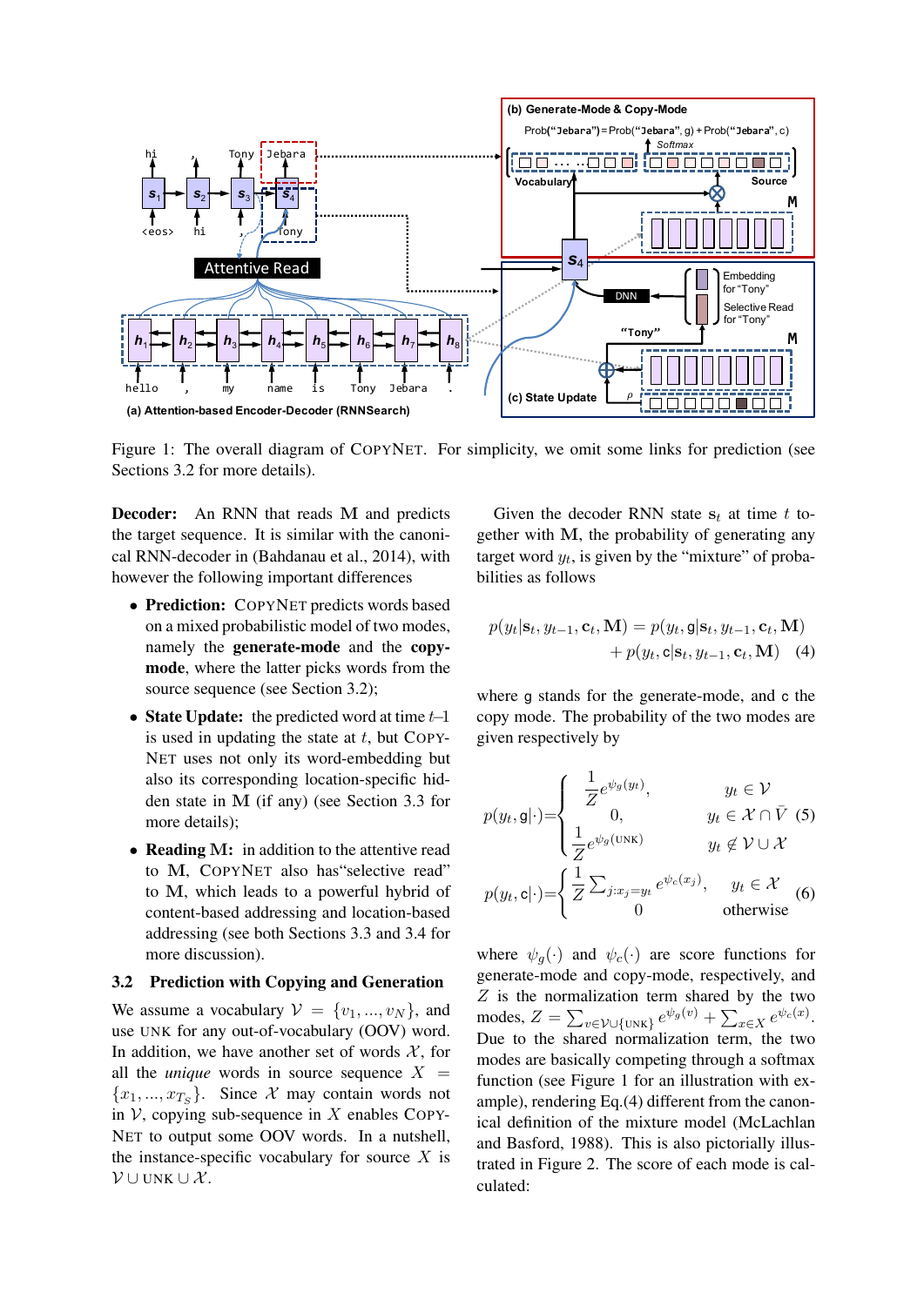Figure 1: The overall diagram of COPYNET. For simplicity, we omit some links for prediction (see Sections 3.2 for more details).

**Decoder:** An RNN that reads $\mathbf{M}$ and predicts the target sequence. It is similar with the canonical RNN-decoder in (Bahdanau et al., 2014), with however the following important differences

- **Prediction:** COPYNET predicts words based on a mixed probabilistic model of two modes, namely the **generate-mode** and the **copy-mode**, where the latter picks words from the source sequence (see Section 3.2);
- **State Update:** the predicted word at time $t$–1 is used in updating the state at $t$, but COPYNET uses not only its word-embedding but also its corresponding location-specific hidden state in $\mathbf{M}$ (if any) (see Section 3.3 for more details);
- **Reading M:** in addition to the attentive read to $\mathbf{M}$, COPYNET also has"selective read" to $\mathbf{M}$, which leads to a powerful hybrid of content-based addressing and location-based addressing (see both Sections 3.3 and 3.4 for more discussion).

## 3.2 Prediction with Copying and Generation

We assume a vocabulary $\mathcal{V} = \{v_1, ..., v_N\}$, and use UNK for any out-of-vocabulary (OOV) word. In addition, we have another set of words $\mathcal{X}$, for all the ***unique*** words in source sequence $X = \{x_1, ..., x_{T_S}\}$. Since $\mathcal{X}$ may contain words not in $\mathcal{V}$, copying sub-sequence in $X$ enables COPYNET to output some OOV words. In a nutshell, the instance-specific vocabulary for source $X$ is $\mathcal{V} \cup \text{UNK} \cup \mathcal{X}$.

Given the decoder RNN state $\mathbf{s}_t$ at time $t$ together with $\mathbf{M}$, the probability of generating any target word $y_t$, is given by the "mixture" of probabilities as follows

$$p(y_t|\mathbf{s}_t, y_{t-1}, \mathbf{c}_t, \mathbf{M}) = p(y_t, \mathsf{g}|\mathbf{s}_t, y_{t-1}, \mathbf{c}_t, \mathbf{M}) + p(y_t, \mathsf{c}|\mathbf{s}_t, y_{t-1}, \mathbf{c}_t, \mathbf{M}) \quad (4)$$

where $\mathsf{g}$ stands for the generate-mode, and $\mathsf{c}$ the copy mode. The probability of the two modes are given respectively by

$$p(y_t, \mathsf{g}|\cdot) = \begin{cases} \frac{1}{Z} e^{\psi_g(y_t)}, & y_t \in \mathcal{V} \\ 0, & y_t \in \mathcal{X} \cap \bar{V} \\ \frac{1}{Z} e^{\psi_g(\text{UNK})} & y_t \notin \mathcal{V} \cup \mathcal{X} \end{cases} \quad (5)$$

$$p(y_t, \mathsf{c}|\cdot) = \begin{cases} \frac{1}{Z} \sum_{j:x_j = y_t} e^{\psi_c(x_j)}, & y_t \in \mathcal{X} \\ 0 & \text{otherwise} \end{cases} \quad (6)$$

where $\psi_g(\cdot)$ and $\psi_c(\cdot)$ are score functions for generate-mode and copy-mode, respectively, and $Z$ is the normalization term shared by the two modes, $Z = \sum_{v \in \mathcal{V} \cup \{\text{UNK}\}} e^{\psi_g(v)} + \sum_{x \in X} e^{\psi_c(x)}$. Due to the shared normalization term, the two modes are basically competing through a softmax function (see Figure 1 for an illustration with example), rendering Eq.(4) different from the canonical definition of the mixture model (McLachlan and Basford, 1988). This is also pictorially illustrated in Figure 2. The score of each mode is calculated: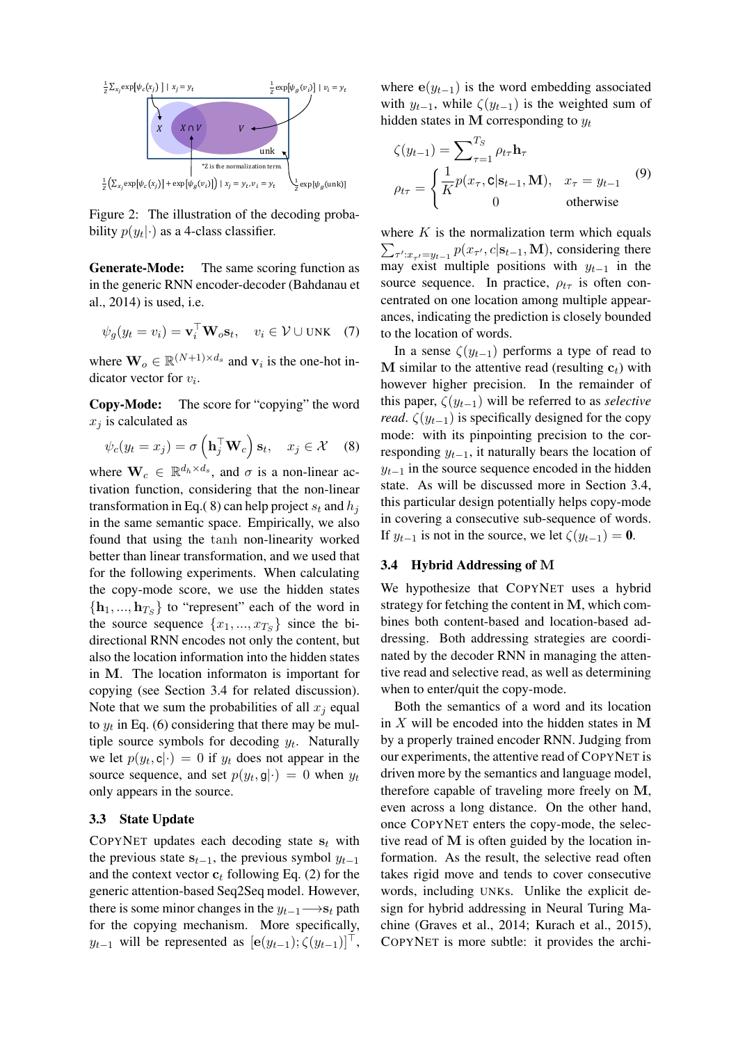Figure 2: The illustration of the decoding probability $p(y_t|\cdot)$ as a 4-class classifier.

**Generate-Mode:** The same scoring function as in the generic RNN encoder-decoder (Bahdanau et al., 2014) is used, i.e.

$$\psi_g(y_t = v_i) = \mathbf{v}_i^\top \mathbf{W}_o \mathbf{s}_t, \quad v_i \in \mathcal{V} \cup \text{UNK} \quad (7)$$

where $\mathbf{W}_o \in \mathbb{R}^{(N+1) \times d_s}$ and $\mathbf{v}_i$ is the one-hot indicator vector for $v_i$.

**Copy-Mode:** The score for "copying" the word $x_j$ is calculated as

$$\psi_c(y_t = x_j) = \sigma\left(\mathbf{h}_j^\top \mathbf{W}_c\right) \mathbf{s}_t, \quad x_j \in \mathcal{X} \quad (8)$$

where $\mathbf{W}_c \in \mathbb{R}^{d_h \times d_s}$, and $\sigma$ is a non-linear activation function, considering that the non-linear transformation in Eq.( 8) can help project $s_t$ and $h_j$ in the same semantic space. Empirically, we also found that using the $\tanh$ non-linearity worked better than linear transformation, and we used that for the following experiments. When calculating the copy-mode score, we use the hidden states $\{\mathbf{h}_1, ..., \mathbf{h}_{T_S}\}$ to "represent" each of the word in the source sequence $\{x_1, ..., x_{T_S}\}$ since the bi-directional RNN encodes not only the content, but also the location information into the hidden states in $\mathbf{M}$. The location informaton is important for copying (see Section 3.4 for related discussion). Note that we sum the probabilities of all $x_j$ equal to $y_t$ in Eq. (6) considering that there may be multiple source symbols for decoding $y_t$. Naturally we let $p(y_t, \mathsf{c}|\cdot) = 0$ if $y_t$ does not appear in the source sequence, and set $p(y_t, \mathsf{g}|\cdot) = 0$ when $y_t$ only appears in the source.

### 3.3 State Update

COPYNET updates each decoding state $\mathbf{s}_t$ with the previous state $\mathbf{s}_{t-1}$, the previous symbol $y_{t-1}$ and the context vector $\mathbf{c}_t$ following Eq. (2) for the generic attention-based Seq2Seq model. However, there is some minor changes in the $y_{t-1} \longrightarrow \mathbf{s}_t$ path for the copying mechanism. More specifically, $y_{t-1}$ will be represented as $[\mathbf{e}(y_{t-1}); \zeta(y_{t-1})]^\top$, where $\mathbf{e}(y_{t-1})$ is the word embedding associated with $y_{t-1}$, while $\zeta(y_{t-1})$ is the weighted sum of hidden states in $\mathbf{M}$ corresponding to $y_t$

$$\zeta(y_{t-1}) = \sum\nolimits_{\tau=1}^{T_S} \rho_{t\tau} \mathbf{h}_\tau$$
$$\rho_{t\tau} = \begin{cases} \frac{1}{K} p(x_\tau, \mathsf{c}|\mathbf{s}_{t-1}, \mathbf{M}), & x_\tau = y_{t-1} \\ 0 & \text{otherwise} \end{cases} \quad (9)$$

where $K$ is the normalization term which equals $\sum_{\tau': x_{\tau'} = y_{t-1}} p(x_{\tau'}, c|\mathbf{s}_{t-1}, \mathbf{M})$, considering there may exist multiple positions with $y_{t-1}$ in the source sequence. In practice, $\rho_{t\tau}$ is often concentrated on one location among multiple appearances, indicating the prediction is closely bounded to the location of words.

In a sense $\zeta(y_{t-1})$ performs a type of read to $\mathbf{M}$ similar to the attentive read (resulting $\mathbf{c}_t$) with however higher precision. In the remainder of this paper, $\zeta(y_{t-1})$ will be referred to as *selective read*. $\zeta(y_{t-1})$ is specifically designed for the copy mode: with its pinpointing precision to the corresponding $y_{t-1}$, it naturally bears the location of $y_{t-1}$ in the source sequence encoded in the hidden state. As will be discussed more in Section 3.4, this particular design potentially helps copy-mode in covering a consecutive sub-sequence of words. If $y_{t-1}$ is not in the source, we let $\zeta(y_{t-1}) = \mathbf{0}$.

### 3.4 Hybrid Addressing of M

We hypothesize that COPYNET uses a hybrid strategy for fetching the content in $\mathbf{M}$, which combines both content-based and location-based addressing. Both addressing strategies are coordinated by the decoder RNN in managing the attentive read and selective read, as well as determining when to enter/quit the copy-mode.

Both the semantics of a word and its location in $X$ will be encoded into the hidden states in $\mathbf{M}$ by a properly trained encoder RNN. Judging from our experiments, the attentive read of COPYNET is driven more by the semantics and language model, therefore capable of traveling more freely on $\mathbf{M}$, even across a long distance. On the other hand, once COPYNET enters the copy-mode, the selective read of $\mathbf{M}$ is often guided by the location information. As the result, the selective read often takes rigid move and tends to cover consecutive words, including UNKs. Unlike the explicit design for hybrid addressing in Neural Turing Machine (Graves et al., 2014; Kurach et al., 2015), COPYNET is more subtle: it provides the archi-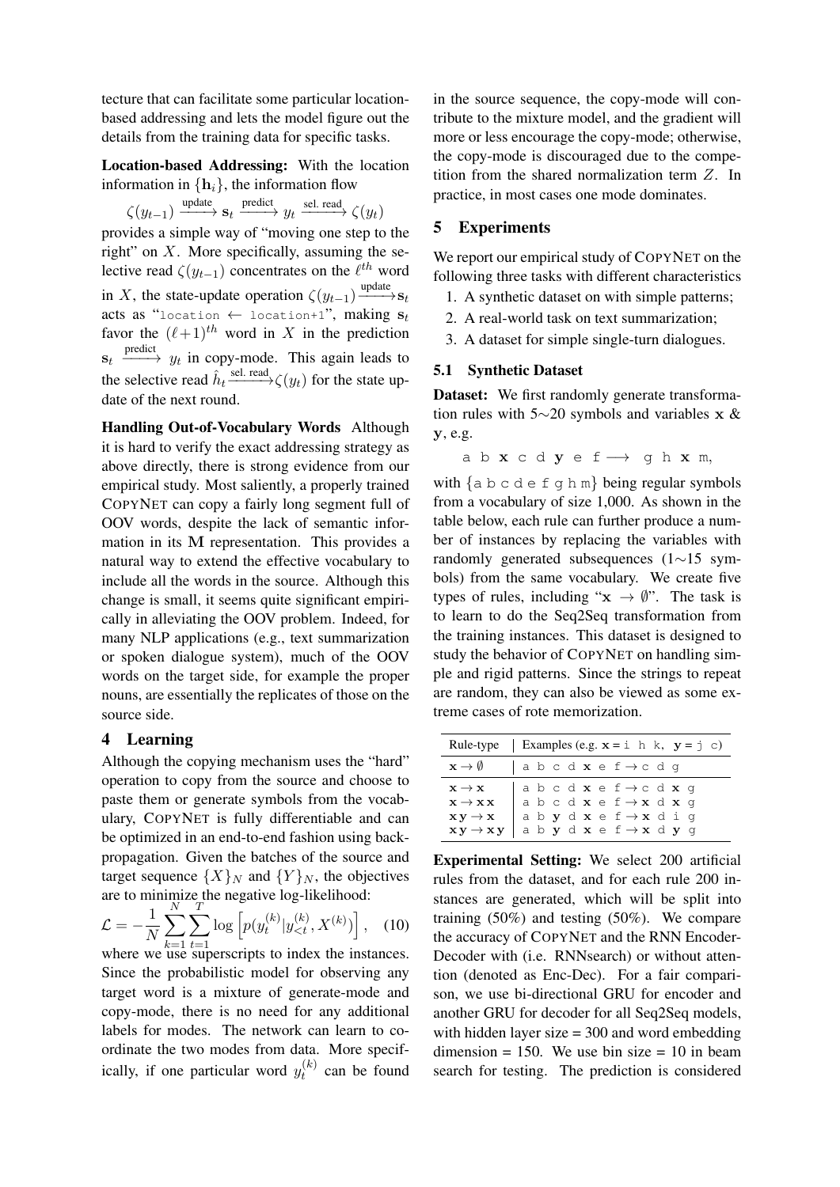tecture that can facilitate some particular location-based addressing and lets the model figure out the details from the training data for specific tasks.

**Location-based Addressing:** With the location information in $\{\mathbf{h}_i\}$, the information flow

$$\zeta(y_{t-1}) \xrightarrow{\text{update}} \mathbf{s}_t \xrightarrow{\text{predict}} y_t \xrightarrow{\text{sel. read}} \zeta(y_t)$$

provides a simple way of "moving one step to the right" on $X$. More specifically, assuming the selective read $\zeta(y_{t-1})$ concentrates on the $\ell^{th}$ word in $X$, the state-update operation $\zeta(y_{t-1}) \xrightarrow{\text{update}} \mathbf{s}_t$ acts as "`location ← location+1`", making $\mathbf{s}_t$ favor the $(\ell+1)^{th}$ word in $X$ in the prediction $\mathbf{s}_t \xrightarrow{\text{predict}} y_t$ in copy-mode. This again leads to the selective read $\hat{h}_t \xrightarrow{\text{sel. read}} \zeta(y_t)$ for the state update of the next round.

**Handling Out-of-Vocabulary Words** Although it is hard to verify the exact addressing strategy as above directly, there is strong evidence from our empirical study. Most saliently, a properly trained COPYNET can copy a fairly long segment full of OOV words, despite the lack of semantic information in its $\mathbf{M}$ representation. This provides a natural way to extend the effective vocabulary to include all the words in the source. Although this change is small, it seems quite significant empirically in alleviating the OOV problem. Indeed, for many NLP applications (e.g., text summarization or spoken dialogue system), much of the OOV words on the target side, for example the proper nouns, are essentially the replicates of those on the source side.

## 4 Learning

Although the copying mechanism uses the "hard" operation to copy from the source and choose to paste them or generate symbols from the vocabulary, COPYNET is fully differentiable and can be optimized in an end-to-end fashion using back-propagation. Given the batches of the source and target sequence $\{X\}_N$ and $\{Y\}_N$, the objectives are to minimize the negative log-likelihood:

$$\mathcal{L} = -\frac{1}{N}\sum_{k=1}^{N}\sum_{t=1}^{T}\log\left[p(y_t^{(k)}|y_{<t}^{(k)}, X^{(k)})\right], \quad (10)$$

where we use superscripts to index the instances. Since the probabilistic model for observing any target word is a mixture of generate-mode and copy-mode, there is no need for any additional labels for modes. The network can learn to coordinate the two modes from data. More specifically, if one particular word $y_t^{(k)}$ can be found in the source sequence, the copy-mode will contribute to the mixture model, and the gradient will more or less encourage the copy-mode; otherwise, the copy-mode is discouraged due to the competition from the shared normalization term $Z$. In practice, in most cases one mode dominates.

## 5 Experiments

We report our empirical study of COPYNET on the following three tasks with different characteristics

1. A synthetic dataset on with simple patterns;
2. A real-world task on text summarization;
3. A dataset for simple single-turn dialogues.

### 5.1 Synthetic Dataset

**Dataset:** We first randomly generate transformation rules with 5∼20 symbols and variables $\mathbf{x}$ & $\mathbf{y}$, e.g.

a b **x** c d **y** e f ⟶ g h **x** m,

with {a b c d e f g h m} being regular symbols from a vocabulary of size 1,000. As shown in the table below, each rule can further produce a number of instances by replacing the variables with randomly generated subsequences (1∼15 symbols) from the same vocabulary. We create five types of rules, including "$\mathbf{x} \to \emptyset$". The task is to learn to do the Seq2Seq transformation from the training instances. This dataset is designed to study the behavior of COPYNET on handling simple and rigid patterns. Since the strings to repeat are random, they can also be viewed as some extreme cases of rote memorization.

| Rule-type | Examples (e.g. **x** = i h k, **y** = j c) |
|---|---|
| $\mathbf{x} \to \emptyset$ | a b c d **x** e f → c d g |
| $\mathbf{x} \to \mathbf{x}$ | a b c d **x** e f → c d **x** g |
| $\mathbf{x} \to \mathbf{xx}$ | a b c d **x** e f → **x** d **x** g |
| $\mathbf{xy} \to \mathbf{x}$ | a b **y** d **x** e f → **x** d i g |
| $\mathbf{xy} \to \mathbf{xy}$ | a b **y** d **x** e f → **x** d **y** g |

**Experimental Setting:** We select 200 artificial rules from the dataset, and for each rule 200 instances are generated, which will be split into training (50%) and testing (50%). We compare the accuracy of COPYNET and the RNN Encoder-Decoder with (i.e. RNNsearch) or without attention (denoted as Enc-Dec). For a fair comparison, we use bi-directional GRU for encoder and another GRU for decoder for all Seq2Seq models, with hidden layer size = 300 and word embedding dimension = 150. We use bin size = 10 in beam search for testing. The prediction is considered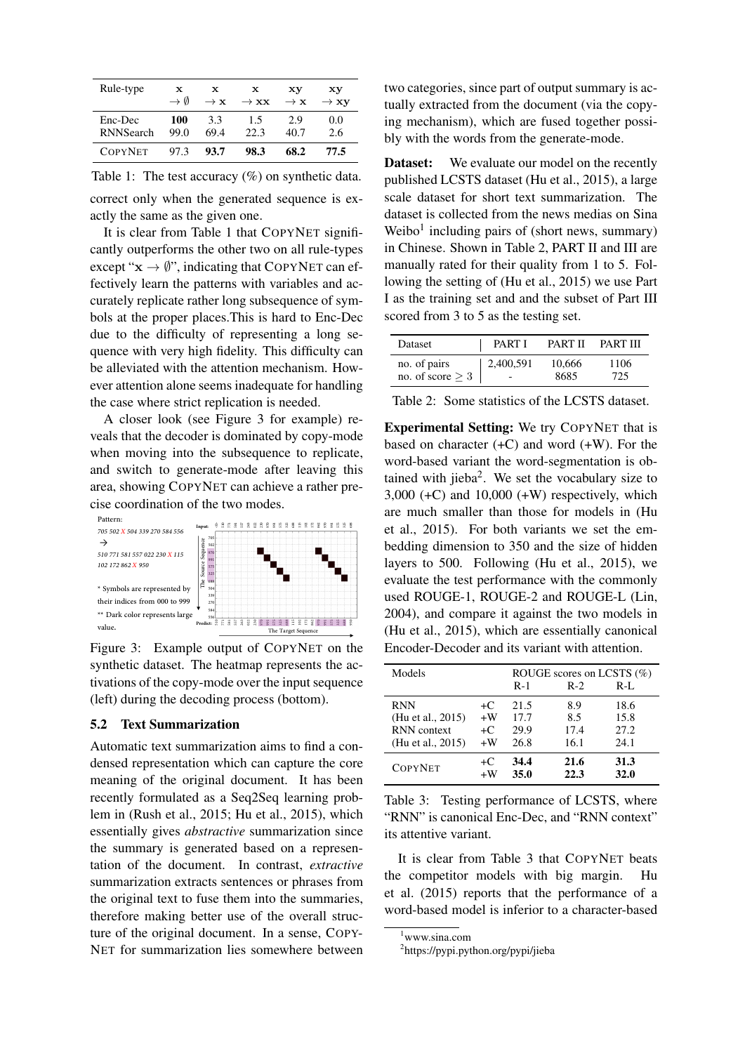| Rule-type | $\mathbf{x} \rightarrow \emptyset$ | $\mathbf{x} \rightarrow \mathbf{x}$ | $\mathbf{x} \rightarrow \mathbf{xx}$ | $\mathbf{xy} \rightarrow \mathbf{x}$ | $\mathbf{xy} \rightarrow \mathbf{xy}$ |
|---|---|---|---|---|---|
| Enc-Dec | **100** | 3.3 | 1.5 | 2.9 | 0.0 |
| RNNSearch | 99.0 | 69.4 | 22.3 | 40.7 | 2.6 |
| COPYNET | 97.3 | **93.7** | **98.3** | **68.2** | **77.5** |

Table 1: The test accuracy (%) on synthetic data.

correct only when the generated sequence is exactly the same as the given one.

It is clear from Table 1 that COPYNET significantly outperforms the other two on all rule-types except "$\mathbf{x} \rightarrow \emptyset$", indicating that COPYNET can effectively learn the patterns with variables and accurately replicate rather long subsequence of symbols at the proper places.This is hard to Enc-Dec due to the difficulty of representing a long sequence with very high fidelity. This difficulty can be alleviated with the attention mechanism. However attention alone seems inadequate for handling the case where strict replication is needed.

A closer look (see Figure 3 for example) reveals that the decoder is dominated by copy-mode when moving into the subsequence to replicate, and switch to generate-mode after leaving this area, showing COPYNET can achieve a rather precise coordination of the two modes.

Figure 3: Example output of COPYNET on the synthetic dataset. The heatmap represents the activations of the copy-mode over the input sequence (left) during the decoding process (bottom).

### 5.2 Text Summarization

Automatic text summarization aims to find a condensed representation which can capture the core meaning of the original document. It has been recently formulated as a Seq2Seq learning problem in (Rush et al., 2015; Hu et al., 2015), which essentially gives *abstractive* summarization since the summary is generated based on a representation of the document. In contrast, *extractive* summarization extracts sentences or phrases from the original text to fuse them into the summaries, therefore making better use of the overall structure of the original document. In a sense, COPYNET for summarization lies somewhere between two categories, since part of output summary is actually extracted from the document (via the copying mechanism), which are fused together possibly with the words from the generate-mode.

**Dataset:** We evaluate our model on the recently published LCSTS dataset (Hu et al., 2015), a large scale dataset for short text summarization. The dataset is collected from the news medias on Sina Weibo[1] including pairs of (short news, summary) in Chinese. Shown in Table 2, PART II and III are manually rated for their quality from 1 to 5. Following the setting of (Hu et al., 2015) we use Part I as the training set and and the subset of Part III scored from 3 to 5 as the testing set.

| Dataset | PART I | PART II | PART III |
|---|---|---|---|
| no. of pairs | 2,400,591 | 10,666 | 1106 |
| no. of score $\geq 3$ | - | 8685 | 725 |

Table 2: Some statistics of the LCSTS dataset.

**Experimental Setting:** We try COPYNET that is based on character (+C) and word (+W). For the word-based variant the word-segmentation is obtained with jieba[2]. We set the vocabulary size to 3,000 (+C) and 10,000 (+W) respectively, which are much smaller than those for models in (Hu et al., 2015). For both variants we set the embedding dimension to 350 and the size of hidden layers to 500. Following (Hu et al., 2015), we evaluate the test performance with the commonly used ROUGE-1, ROUGE-2 and ROUGE-L (Lin, 2004), and compare it against the two models in (Hu et al., 2015), which are essentially canonical Encoder-Decoder and its variant with attention.

| Models | | ROUGE scores on LCSTS (%) R-1 | R-2 | R-L |
|---|---|---|---|---|
| RNN | +C | 21.5 | 8.9 | 18.6 |
| (Hu et al., 2015) | +W | 17.7 | 8.5 | 15.8 |
| RNN context | +C | 29.9 | 17.4 | 27.2 |
| (Hu et al., 2015) | +W | 26.8 | 16.1 | 24.1 |
| COPYNET | +C | **34.4** | **21.6** | **31.3** |
| | +W | **35.0** | **22.3** | **32.0** |

Table 3: Testing performance of LCSTS, where "RNN" is canonical Enc-Dec, and "RNN context" its attentive variant.

It is clear from Table 3 that COPYNET beats the competitor models with big margin. Hu et al. (2015) reports that the performance of a word-based model is inferior to a character-based

[1] www.sina.com

[2] https://pypi.python.org/pypi/jieba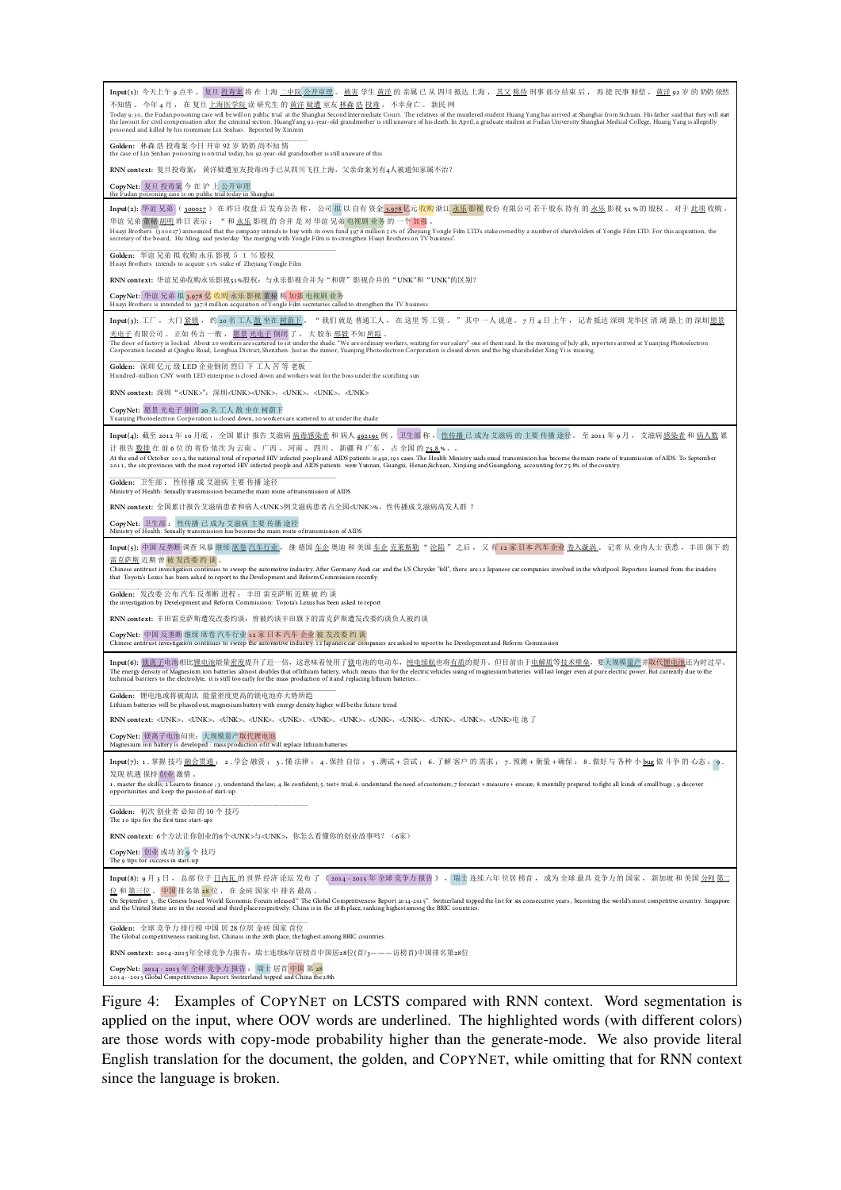**Input(1):** 今天上午 9 点半 ， 复旦 投毒案 将 在 上海 二中院 公开审理 。 被害 学生 黄洋 的 亲属 已 从 四川 抵达 上海 ， 其父 称待 刑事 部分 结束 后 ， 再 提 民事 赔偿 ， 黄洋 92 岁 的 奶奶 依然 不知情 。 今年 4 月 ， 在 复旦 上海医学院 读 研究生 的 黄洋 疑遭 室友 林森 浩 投毒 ， 不幸身亡 。 新民 网

Today 9:30, the Fudan poisoning case will be will on public trial at the Shanghai Second Intermediate Court. The relatives of the murdered student Huang Yang has arrived at Shanghai from Sichuan. His father said that they will start the lawsuit for civil compensation after the criminal section. HuangYang 92-year-old grandmother is still unaware of his death. In April, a graduate student at Fudan University Shanghai Medical College, Huang Yang is allegedly poisoned and killed by his roommate Lin Senhao. Reported by Xinmin

**Golden:** 林森 浩 投毒案 今日 开审 92 岁 奶奶 尚不知 情
the case of Lin Senhao poisoning is on trial today, his 92-year-old grandmother is still unaware of this

**RNN context:** 复旦投毒案：黄洋疑遭室友投毒凶手已从四川飞往上海，父亲命案另有4人被通知家属不治？

**CopyNet:** 复旦 投毒案 今 在 沪 上 公开审理
the Fudan poisoning case is on public trial today in Shanghai

---

**Input(2):** 华谊 兄弟 （ 300027 ） 在 昨日 收盘 后 发布 公告 称 ， 公司 拟 以 自有 资金 3.978 亿元 收购 浙江 永乐 影视 股份 有限公司 若干 股东 持有 的 永乐 影视 51 % 的 股权 。 对于 此项 收购 ， 华谊 兄弟 董秘 胡明 昨日 表示 ： " 和 永乐 影视 的 合并 是 对 华谊 兄弟 电视剧 业务 的 一个 加强 。

Huayi Brothers (300027) announced that the company intends to buy with its own fund 397.8 million 51% of Zhejiang Yongle Film LTD's stake owned by a number of shareholders of Yongle Film LTD. For this acquisition, the secretary of the board, Hu Ming, said yesterday: "the merging with Yongle Film is to strengthen Huayi Brothers on TV business".

**Golden:** 华谊 兄弟 拟 收购 永乐 影视 5 1 % 股权
Huayi Brothers intends to acquire 51% stake of Zhejiang Yongle Film

**RNN context:** 华谊兄弟收购永乐影视51%股权：与永乐影视合并为"和唐"影视合并的"UNK"和"UNK"的区别？

**CopyNet:** 华谊 兄弟 拟 3.978 亿 收购 永乐 影视 董秘 称 加强 电视剧 业务
Huayi Brothers is intended to 397.8 million acquisition of Yongle Film secretaries called to strengthen the TV business

---

**Input(3):** 工厂 ， 大门 紧锁 ， 约 20 名 工人 散 坐在 树荫下 。 " 我们 就是 普通工人 ， 在 这里 等 工资 。 " 其中 一 人 说道 。 7 月 4 日 上午 ， 记者 抵达 深圳 龙华区 清 湖 路上 的 深圳 愿景 光电子 有限公司 。 正如 传言 一般 ， 愿景 光电子 倒闭 了 ， 大 股东 邢毅 不知 所踪 。

The door of factory is locked. About 20 workers are scattered to sit under the shade. "We are ordinary workers, waiting for our salary" one of them said. In the morning of July 4th, reporters arrived at Yuanjing Photoelectron Corporation located at Qinghu Road, Longhua District, Shenzhen. Just as the rumor, Yuanjing Photoelectron Corporation is closed down and the big shareholder Xing Yi is missing.

**Golden:** 深圳 亿元 级 LED 企业倒闭 烈日 下 工人 苦 等 老板
Hundred-million CNY worth LED enterprise is closed down and workers wait for the boss under the scorching sun

**RNN context:** 深圳"<UNK>"：深圳<UNK><UNK>，<UNK>，<UNK>，<UNK>

**CopyNet:** 愿景 光电子 倒闭 20 名 工人 散 坐在 树荫下
Yuanjing Photoelectron Corporation is closed down, 20 workers are scattered to sit under the shade

---

**Input(4):** 截至 2012 年 10 月底 ， 全国 累计 报告 艾滋病 病毒感染者 和 病人 492191 例 。 卫生部 称 ， 性传播 已 成为 艾滋病 的 主要 传播 途径 。 至 2011 年 9 月 ， 艾滋病 感染者 和 病人数 累计 报告 数排 在 前 6 位 的 省份 依次 为 云南 、 广西 、 河南 、 四川 、 新疆 和 广东 ， 占 全国 的 75.8 % 。 。

At the end of October 2012, the national total of reported HIV infected people and AIDS patients is 492,191 cases. The Health Ministry saids exual transmission has become the main route of transmission of AIDS. To September 2011, the six provinces with the most reported HIV infected people and AIDS patients were Yunnan, Guangxi, Henan,Sichuan, Xinjiang and Guangdong, accounting for 75.8% of the country.

**Golden:** 卫生部 ： 性传播 成 艾滋病 主要 传播 途径
Ministry of Health: Sexually transmission became the main route of transmission of AIDS

**RNN context:** 全国累计报告艾滋病患者和病人<UNK>例艾滋病患者占全国<UNK>%，性传播成艾滋病高发人群？

**CopyNet:** 卫生部 ： 性传播 已 成为 艾滋病 主要 传播 途径
Ministry of Health: Sexually transmission has become the main route of transmission of AIDS

---

**Input(5):** 中国 反垄断 调查 风暴 继续 席卷 汽车行业 ， 继 德国 车企 奥迪 和 美国 车企 克莱斯勒 " 沦陷 " 之后 ， 又 有 12 家 日本 汽车 企业 卷入 漩涡 。 记者 从 业内人士 获悉 ， 丰田 旗下 的 雷克萨斯 近期 曾 被 发改委 约 谈 。

Chinese antitrust investigation continues to sweep the automotive industry. After Germany Audi car and the US Chrysler "fell", there are 12 Japanese car companies involved in the whirlpool. Reporters learned from the insiders that Toyota's Lexus has been asked to report to the Development and Reform Commission recently.

**Golden:** 发改委 公布 汽车 反垄断 进程 ： 丰田 雷克萨斯 近期 被 约 谈
the investigation by Development and Reform Commission: Toyota's Lexus has been asked to report

**RNN context:** 丰田雷克萨斯遭发改委约谈：曾被约谈丰田旗下的雷克萨斯遭发改委约谈负人被约谈

**CopyNet:** 中国 反垄断 继续 席卷 汽车行业 12 家 日本 汽车 企业 被 发改委 约 谈
Chinese antitrust investigation continues to sweep the automotive industry. 12 Japanese car companies are asked to report to he Development and Reform Commission

---

**Input(6):** 镁离子电池相比锂电池能量密度提升了近一倍，这意味着使用了镁电池的电动车，纯电续航也将有质的提升。但目前由于电解质等技术壁垒，要大规模量产并取代锂电池还为时过早。

The energy density of Magnesium ion batteries almost doubles that of lithium battery, which means that for the electric vehicles using of magnesium batteries will last longer even at pure electric power. But currently due to the technical barriers to the electrolyte, it is still too early for the mass production of it and replacing lithium batteries..

**Golden:** 锂电池或将被淘汰 能量密度更高的镁电池亦大势所趋
Lithium batteries will be phased out, magnesium battery with energy density higher will be the future trend

**RNN context:** <UNK>、<UNK>、<UNK>、<UNK>、<UNK>、<UNK>、<UNK>、<UNK>、<UNK>、<UNK>、<UNK>、<UNK>电池了

**CopyNet:** 镁离子电池问世：大规模量产取代锂电池
Magnesium ion battery is developed : mass production of it will replace lithium batteries

---

**Input(7):** 1 . 掌握 技巧 融会贯通 ； 2 . 学会 融资 ； 3 . 懂 法律 ； 4 . 保持 自信 ； 5 . 测试 + 尝试 ； 6 . 了解 客户 的 需求 ； 7 . 预测 + 衡量 + 确保 ； 8 . 做好 与 各种 小 bug 做 斗争 的 心态 ； 9 . 发现 机遇 保持 创业 激情 。

1. master the skills; 2 Learn to finance ; 3. understand the law; 4. Be confident; 5. test+ trial; 6. understand the need of customers; 7 forecast + measure + ensure; 8. mentally prepared to fight all kinds of small bugs ; 9 discover opportunities and keep the passion of start-up.

**Golden:** 初次 创业者 必知 的 10 个 技巧
The 10 tips for the first time start-ups

**RNN context:** 6个方法让你创业的6个<UNK>与<UNK>，你怎么看懂你的创业故事吗？（6家）

**CopyNet:** 创业 成功 的 9 个 技巧
The 9 tips for success in start-up

---

**Input(8):** 9 月 3 日 ， 总部 位于 日内瓦 的 世界 经济 论坛 发布 了 《 2014 - 2015 年 全球 竞争力 报告 》 ， 瑞士 连续 六年 位居 榜首 ， 成为 全球 最具 竞争力 的 国家 ， 新加坡 和 美国 分列 第二 位 和 第三 位 。 中国 排名第 28 位 ， 在 金砖 国家 中 排名 最高 。

On September 3, the Geneva based World Economic Forum released " The Global Competitiveness Report 2014-2015". Switzerland topped the list for six consecutive years , becoming the world's most competitive country. Singapore and the United States are in the second and third place respectively. China is in the 28th place, ranking highest among the BRIC countries.

**Golden:** 全球 竞争力 排行榜 中国 居 28 位居 金砖 国家 首位
The Global competitiveness ranking list, China is in the 28th place, the highest among BRIC countries.

**RNN context:** 2014-2015年全球竞争力报告：瑞士连续6年居榜首中国居28位(首/3———访榜首)中国排名第28位

**CopyNet:** 2014 - 2015 年 全球 竞争力 报告 ： 瑞士 居首 中国 第 28
2014--2015 Global Competitiveness Report: Switzerland topped and China the 28th

Figure 4: Examples of COPYNET on LCSTS compared with RNN context. Word segmentation is applied on the input, where OOV words are underlined. The highlighted words (with different colors) are those words with copy-mode probability higher than the generate-mode. We also provide literal English translation for the document, the golden, and COPYNET, while omitting that for RNN context since the language is broken.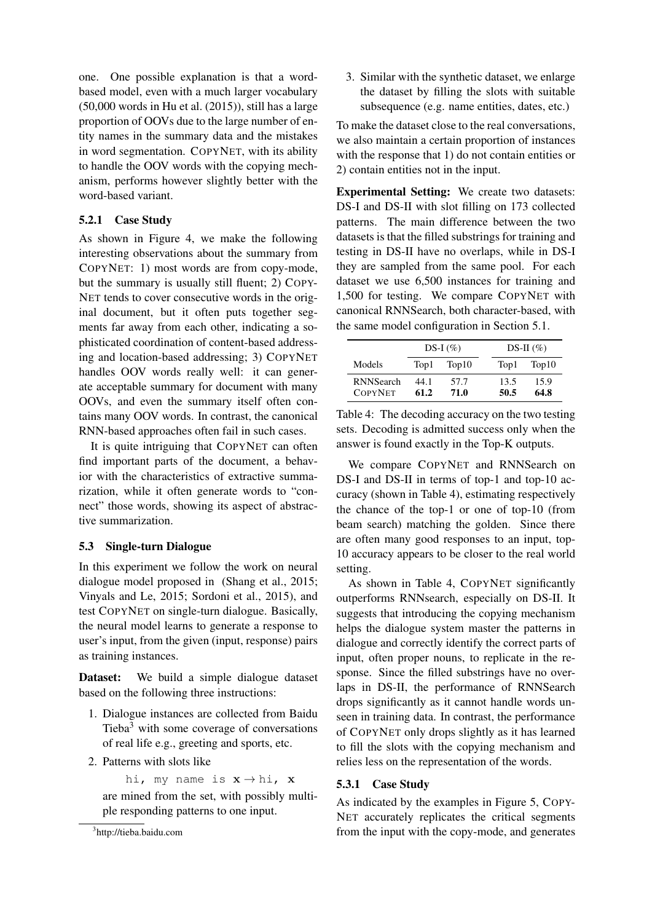one. One possible explanation is that a word-based model, even with a much larger vocabulary (50,000 words in Hu et al. (2015)), still has a large proportion of OOVs due to the large number of entity names in the summary data and the mistakes in word segmentation. COPYNET, with its ability to handle the OOV words with the copying mechanism, performs however slightly better with the word-based variant.

### 5.2.1 Case Study

As shown in Figure 4, we make the following interesting observations about the summary from COPYNET: 1) most words are from copy-mode, but the summary is usually still fluent; 2) COPYNET tends to cover consecutive words in the original document, but it often puts together segments far away from each other, indicating a sophisticated coordination of content-based addressing and location-based addressing; 3) COPYNET handles OOV words really well: it can generate acceptable summary for document with many OOVs, and even the summary itself often contains many OOV words. In contrast, the canonical RNN-based approaches often fail in such cases.

It is quite intriguing that COPYNET can often find important parts of the document, a behavior with the characteristics of extractive summarization, while it often generate words to "connect" those words, showing its aspect of abstractive summarization.

## 5.3 Single-turn Dialogue

In this experiment we follow the work on neural dialogue model proposed in (Shang et al., 2015; Vinyals and Le, 2015; Sordoni et al., 2015), and test COPYNET on single-turn dialogue. Basically, the neural model learns to generate a response to user's input, from the given (input, response) pairs as training instances.

**Dataset:** We build a simple dialogue dataset based on the following three instructions:

1. Dialogue instances are collected from Baidu Tieba[3] with some coverage of conversations of real life e.g., greeting and sports, etc.
2. Patterns with slots like
   `hi, my name is` $\mathbf{x} \rightarrow$ `hi,` $\mathbf{x}$
   are mined from the set, with possibly multiple responding patterns to one input.
3. Similar with the synthetic dataset, we enlarge the dataset by filling the slots with suitable subsequence (e.g. name entities, dates, etc.)

To make the dataset close to the real conversations, we also maintain a certain proportion of instances with the response that 1) do not contain entities or 2) contain entities not in the input.

**Experimental Setting:** We create two datasets: DS-I and DS-II with slot filling on 173 collected patterns. The main difference between the two datasets is that the filled substrings for training and testing in DS-II have no overlaps, while in DS-I they are sampled from the same pool. For each dataset we use 6,500 instances for training and 1,500 for testing. We compare COPYNET with canonical RNNSearch, both character-based, with the same model configuration in Section 5.1.

| | DS-I (%) | | DS-II (%) | |
|---|---|---|---|---|
| Models | Top1 | Top10 | Top1 | Top10 |
| RNNSearch | 44.1 | 57.7 | 13.5 | 15.9 |
| COPYNET | **61.2** | **71.0** | **50.5** | **64.8** |

Table 4: The decoding accuracy on the two testing sets. Decoding is admitted success only when the answer is found exactly in the Top-K outputs.

We compare COPYNET and RNNSearch on DS-I and DS-II in terms of top-1 and top-10 accuracy (shown in Table 4), estimating respectively the chance of the top-1 or one of top-10 (from beam search) matching the golden. Since there are often many good responses to an input, top-10 accuracy appears to be closer to the real world setting.

As shown in Table 4, COPYNET significantly outperforms RNNsearch, especially on DS-II. It suggests that introducing the copying mechanism helps the dialogue system master the patterns in dialogue and correctly identify the correct parts of input, often proper nouns, to replicate in the response. Since the filled substrings have no overlaps in DS-II, the performance of RNNSearch drops significantly as it cannot handle words unseen in training data. In contrast, the performance of COPYNET only drops slightly as it has learned to fill the slots with the copying mechanism and relies less on the representation of the words.

### 5.3.1 Case Study

As indicated by the examples in Figure 5, COPYNET accurately replicates the critical segments from the input with the copy-mode, and generates

[3] http://tieba.baidu.com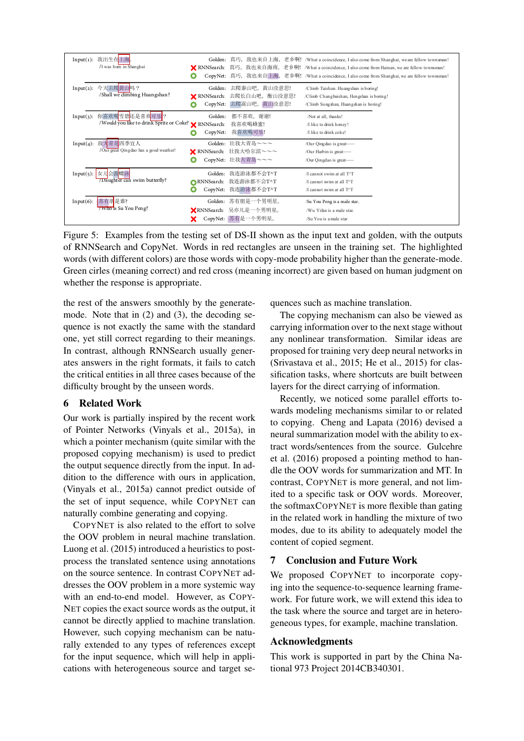| Input | | Golden / Output | Translation |
|---|---|---|---|
| Input(1): 我出生在上海。 /I was born in Shanghai | Golden: | 真巧，我也来自上海，老乡啊! | /What a coincidence, I also come from Shanghai, we are fellow townsman! |
| | ✗ RNNSearch: | 真巧，我也来自海南，老乡啊! | /What a coincidence, I also come from Hainan, we are fellow townsman! |
| | ○ CopyNet: | 真巧，我也来自上海，老乡啊! | /What a coincidence, I also come from Shanghai, we are fellow townsman! |
| Input(2): 今天去爬黄山吗？ /Shall we climbing Huangshan? | Golden: | 去爬泰山吧，黄山没意思! | /Climb Taishan. Huangshan is boring! |
| | ✗ RNNSearch: | 去爬长白山吧，衡山没意思! | /Climb Changbaishan, Hengshan is boring! |
| | ○ CopyNet: | 去爬嵩山吧，黄山没意思! | /Climb Songshan, Huangshan is boring! |
| Input(3): 你喜欢喝雪碧还是喜欢可乐？ /Would you like to drink Sprite or Coke? | Golden: | 都不喜欢，谢谢! | /Not at all, thanks! |
| | ✗ RNNSearch: | 我喜欢喝蜂蜜! | /I like to drink honey! |
| | ○ CopyNet: | 我喜欢喝可乐! | /I like to drink coke! |
| Input(4): 我大青岛四季宜人 /Our great Qingdao has a good weather! | Golden: | 壮我大青岛～～～ | /Our Qingdao is great~~~ |
| | ✗ RNNSearch: | 壮我大哈尔滨～～～ | /Our Harbin is great~~~ |
| | ○ CopyNet: | 壮我大青岛～～～ | /Our Qingdao is great~~~ |
| Input(5): 女儿会游蝶泳 /Daughter can swim butterfly? | Golden: | 我连游泳都不会T^T | /I cannot swim at all T^T |
| | ○ RNNSearch: | 我连游泳都不会T^T | /I cannot swim at all T^T |
| | ○ CopyNet: | 我连游泳都不会T^T | /I cannot swim at all T^T |
| Input(6): 苏有朋是谁? /Who is Su You Peng? | Golden: | 苏有朋是一个男明星。 | /Su You Peng is a male star. |
| | ✗ RNNSearch: | 吴亦凡是一个男明星。 | /Wu Yifan is a male star. |
| | ✗ CopyNet: | 苏有是一个男明星。 | /Su You is a male star |

Figure 5: Examples from the testing set of DS-II shown as the input text and golden, with the outputs of RNNSearch and CopyNet. Words in red rectangles are unseen in the training set. The highlighted words (with different colors) are those words with copy-mode probability higher than the generate-mode. Green cirles (meaning correct) and red cross (meaning incorrect) are given based on human judgment on whether the response is appropriate.

the rest of the answers smoothly by the generate-mode. Note that in (2) and (3), the decoding sequence is not exactly the same with the standard one, yet still correct regarding to their meanings. In contrast, although RNNSearch usually generates answers in the right formats, it fails to catch the critical entities in all three cases because of the difficulty brought by the unseen words.

## 6 Related Work

Our work is partially inspired by the recent work of Pointer Networks (Vinyals et al., 2015a), in which a pointer mechanism (quite similar with the proposed copying mechanism) is used to predict the output sequence directly from the input. In addition to the difference with ours in application, (Vinyals et al., 2015a) cannot predict outside of the set of input sequence, while COPYNET can naturally combine generating and copying.

COPYNET is also related to the effort to solve the OOV problem in neural machine translation. Luong et al. (2015) introduced a heuristics to post-process the translated sentence using annotations on the source sentence. In contrast COPYNET addresses the OOV problem in a more systemic way with an end-to-end model. However, as COPYNET copies the exact source words as the output, it cannot be directly applied to machine translation. However, such copying mechanism can be naturally extended to any types of references except for the input sequence, which will help in applications with heterogeneous source and target sequences such as machine translation.

The copying mechanism can also be viewed as carrying information over to the next stage without any nonlinear transformation. Similar ideas are proposed for training very deep neural networks in (Srivastava et al., 2015; He et al., 2015) for classification tasks, where shortcuts are built between layers for the direct carrying of information.

Recently, we noticed some parallel efforts towards modeling mechanisms similar to or related to copying. Cheng and Lapata (2016) devised a neural summarization model with the ability to extract words/sentences from the source. Gulcehre et al. (2016) proposed a pointing method to handle the OOV words for summarization and MT. In contrast, COPYNET is more general, and not limited to a specific task or OOV words. Moreover, the softmaxCOPYNET is more flexible than gating in the related work in handling the mixture of two modes, due to its ability to adequately model the content of copied segment.

## 7 Conclusion and Future Work

We proposed COPYNET to incorporate copying into the sequence-to-sequence learning framework. For future work, we will extend this idea to the task where the source and target are in heterogeneous types, for example, machine translation.

## Acknowledgments

This work is supported in part by the China National 973 Project 2014CB340301.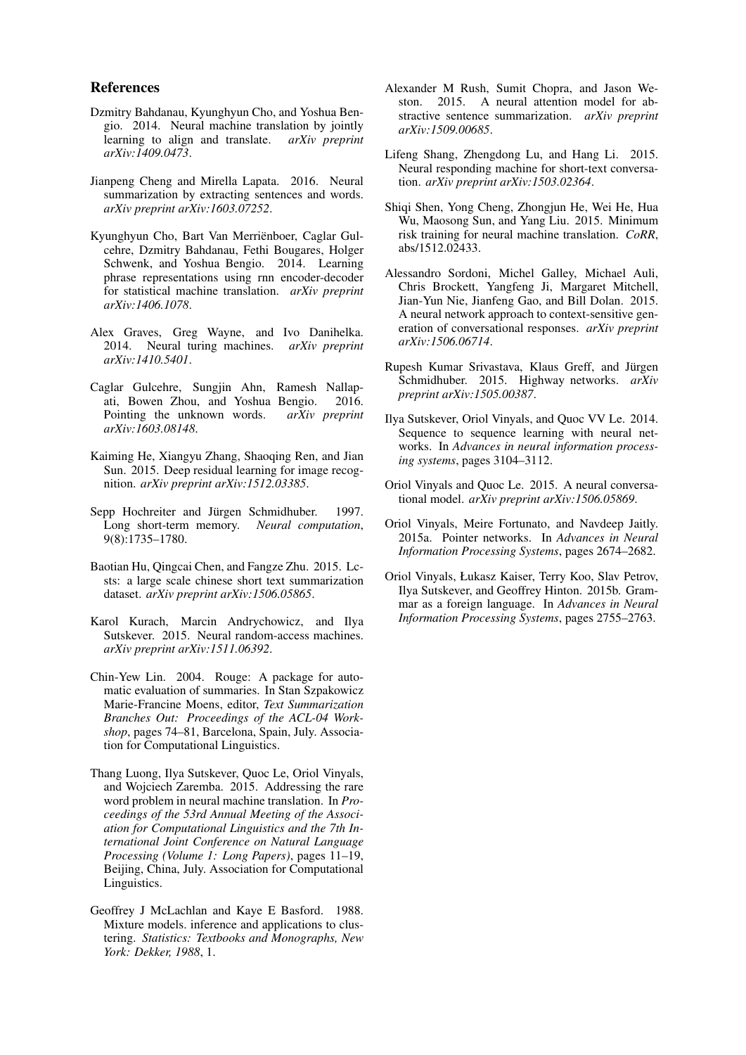## References

Dzmitry Bahdanau, Kyunghyun Cho, and Yoshua Bengio. 2014. Neural machine translation by jointly learning to align and translate. *arXiv preprint arXiv:1409.0473*.

Jianpeng Cheng and Mirella Lapata. 2016. Neural summarization by extracting sentences and words. *arXiv preprint arXiv:1603.07252*.

Kyunghyun Cho, Bart Van Merriënboer, Caglar Gulcehre, Dzmitry Bahdanau, Fethi Bougares, Holger Schwenk, and Yoshua Bengio. 2014. Learning phrase representations using rnn encoder-decoder for statistical machine translation. *arXiv preprint arXiv:1406.1078*.

Alex Graves, Greg Wayne, and Ivo Danihelka. 2014. Neural turing machines. *arXiv preprint arXiv:1410.5401*.

Caglar Gulcehre, Sungjin Ahn, Ramesh Nallapati, Bowen Zhou, and Yoshua Bengio. 2016. Pointing the unknown words. *arXiv preprint arXiv:1603.08148*.

Kaiming He, Xiangyu Zhang, Shaoqing Ren, and Jian Sun. 2015. Deep residual learning for image recognition. *arXiv preprint arXiv:1512.03385*.

Sepp Hochreiter and Jürgen Schmidhuber. 1997. Long short-term memory. *Neural computation*, 9(8):1735–1780.

Baotian Hu, Qingcai Chen, and Fangze Zhu. 2015. Lcsts: a large scale chinese short text summarization dataset. *arXiv preprint arXiv:1506.05865*.

Karol Kurach, Marcin Andrychowicz, and Ilya Sutskever. 2015. Neural random-access machines. *arXiv preprint arXiv:1511.06392*.

Chin-Yew Lin. 2004. Rouge: A package for automatic evaluation of summaries. In Stan Szpakowicz Marie-Francine Moens, editor, *Text Summarization Branches Out: Proceedings of the ACL-04 Workshop*, pages 74–81, Barcelona, Spain, July. Association for Computational Linguistics.

Thang Luong, Ilya Sutskever, Quoc Le, Oriol Vinyals, and Wojciech Zaremba. 2015. Addressing the rare word problem in neural machine translation. In *Proceedings of the 53rd Annual Meeting of the Association for Computational Linguistics and the 7th International Joint Conference on Natural Language Processing (Volume 1: Long Papers)*, pages 11–19, Beijing, China, July. Association for Computational Linguistics.

Geoffrey J McLachlan and Kaye E Basford. 1988. Mixture models. inference and applications to clustering. *Statistics: Textbooks and Monographs, New York: Dekker, 1988*, 1.

Alexander M Rush, Sumit Chopra, and Jason Weston. 2015. A neural attention model for abstractive sentence summarization. *arXiv preprint arXiv:1509.00685*.

Lifeng Shang, Zhengdong Lu, and Hang Li. 2015. Neural responding machine for short-text conversation. *arXiv preprint arXiv:1503.02364*.

Shiqi Shen, Yong Cheng, Zhongjun He, Wei He, Hua Wu, Maosong Sun, and Yang Liu. 2015. Minimum risk training for neural machine translation. *CoRR*, abs/1512.02433.

Alessandro Sordoni, Michel Galley, Michael Auli, Chris Brockett, Yangfeng Ji, Margaret Mitchell, Jian-Yun Nie, Jianfeng Gao, and Bill Dolan. 2015. A neural network approach to context-sensitive generation of conversational responses. *arXiv preprint arXiv:1506.06714*.

Rupesh Kumar Srivastava, Klaus Greff, and Jürgen Schmidhuber. 2015. Highway networks. *arXiv preprint arXiv:1505.00387*.

Ilya Sutskever, Oriol Vinyals, and Quoc VV Le. 2014. Sequence to sequence learning with neural networks. In *Advances in neural information processing systems*, pages 3104–3112.

Oriol Vinyals and Quoc Le. 2015. A neural conversational model. *arXiv preprint arXiv:1506.05869*.

Oriol Vinyals, Meire Fortunato, and Navdeep Jaitly. 2015a. Pointer networks. In *Advances in Neural Information Processing Systems*, pages 2674–2682.

Oriol Vinyals, Łukasz Kaiser, Terry Koo, Slav Petrov, Ilya Sutskever, and Geoffrey Hinton. 2015b. Grammar as a foreign language. In *Advances in Neural Information Processing Systems*, pages 2755–2763.